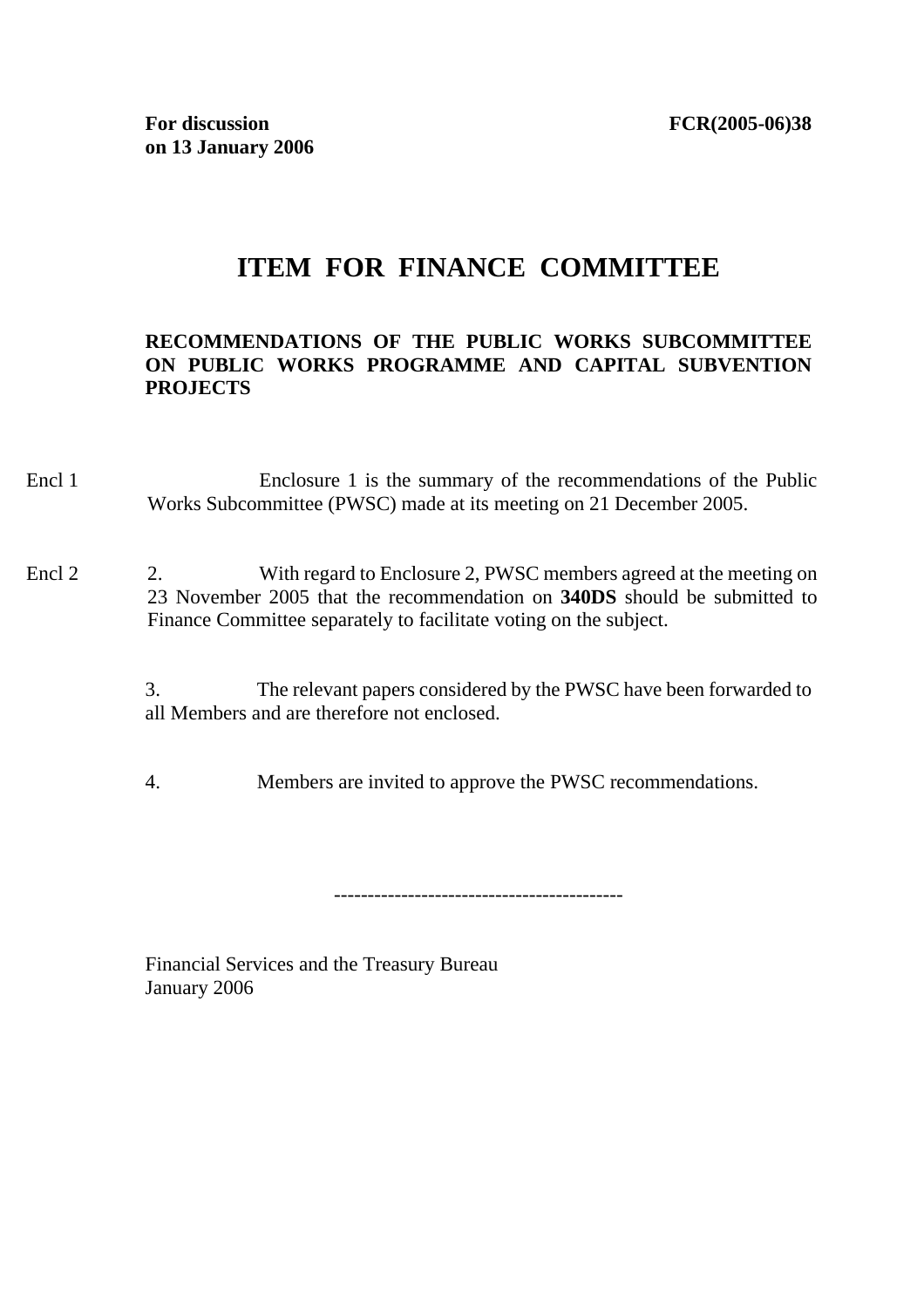**For discussion on 13 January 2006** **FCR(2005-06)38**

# ITEM FOR FINANCE COMMITTEE

**RECOMMENDATIONS OF THE PUBLIC WORKS SUBCOMMITTEE ON PUBLIC WORKS PROGRAMME AND CAPITAL SUBVENTION PROJECTS**

Encl 1

Enclosure 1 is the summary of the recommendations of the Public Works Subcommittee (PWSC) made at its meeting on 21 December 2005.

Encl 2

2. With regard to Enclosure 2, PWSC members agreed at the meeting on 23 November 2005 that the recommendation on **340DS** should be submitted to Finance Committee separately to facilitate voting on the subject.

3. The relevant papers considered by the PWSC have been forwarded to all Members and are therefore not enclosed.

4. Members are invited to approve the PWSC recommendations.

-------------------------------------------

Financial Services and the Treasury Bureau
January 2006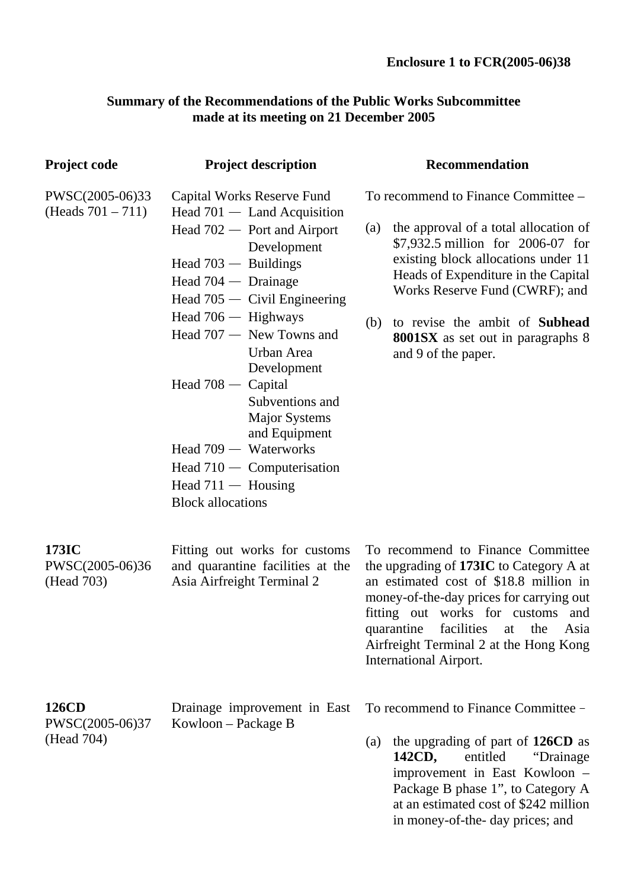**Enclosure 1 to FCR(2005-06)38**

**Summary of the Recommendations of the Public Works Subcommittee made at its meeting on 21 December 2005**

| Project code | Project description | Recommendation |
|---|---|---|
| PWSC(2005-06)33 (Heads 701 – 711) | Capital Works Reserve Fund<br>Head 701 — Land Acquisition<br>Head 702 — Port and Airport Development<br>Head 703 — Buildings<br>Head 704 — Drainage<br>Head 705 — Civil Engineering<br>Head 706 — Highways<br>Head 707 — New Towns and Urban Area Development<br>Head 708 — Capital Subventions and Major Systems and Equipment<br>Head 709 — Waterworks<br>Head 710 — Computerisation<br>Head 711 — Housing<br>Block allocations | To recommend to Finance Committee –<br>(a) the approval of a total allocation of $7,932.5 million for 2006-07 for existing block allocations under 11 Heads of Expenditure in the Capital Works Reserve Fund (CWRF); and<br>(b) to revise the ambit of **Subhead 8001SX** as set out in paragraphs 8 and 9 of the paper. |
| **173IC** PWSC(2005-06)36 (Head 703) | Fitting out works for customs and quarantine facilities at the Asia Airfreight Terminal 2 | To recommend to Finance Committee the upgrading of **173IC** to Category A at an estimated cost of $18.8 million in money-of-the-day prices for carrying out fitting out works for customs and quarantine facilities at the Asia Airfreight Terminal 2 at the Hong Kong International Airport. |
| **126CD** PWSC(2005-06)37 (Head 704) | Drainage improvement in East Kowloon – Package B | To recommend to Finance Committee –<br>(a) the upgrading of part of **126CD** as **142CD,** entitled "Drainage improvement in East Kowloon – Package B phase 1", to Category A at an estimated cost of $242 million in money-of-the- day prices; and |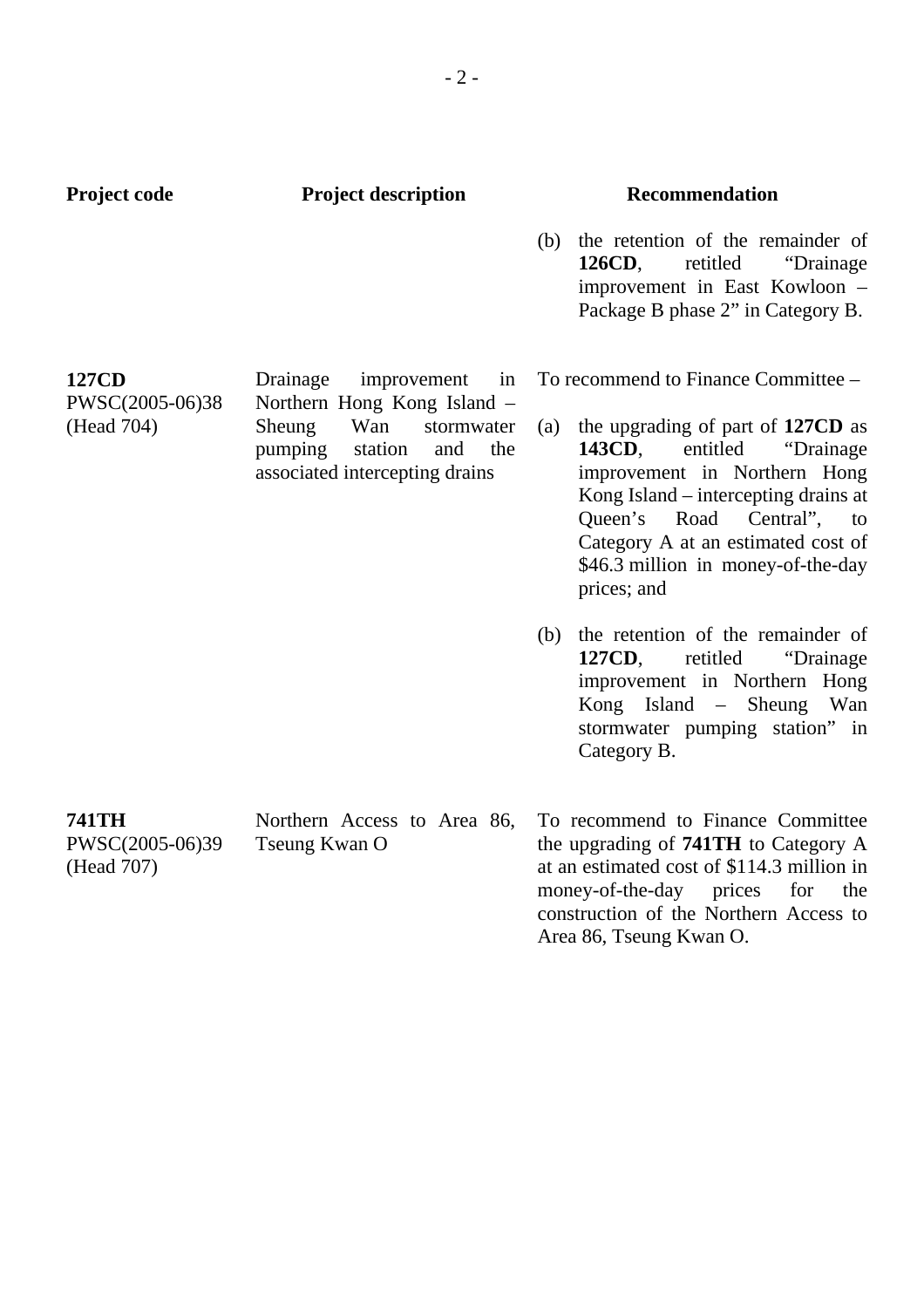| Project code | Project description | Recommendation |
|---|---|---|
| | | (b) the retention of the remainder of **126CD**, retitled "Drainage improvement in East Kowloon – Package B phase 2" in Category B. |
| **127CD** PWSC(2005-06)38 (Head 704) | Drainage improvement in Northern Hong Kong Island – Sheung Wan stormwater pumping station and the associated intercepting drains | To recommend to Finance Committee – (a) the upgrading of part of **127CD** as **143CD**, entitled "Drainage improvement in Northern Hong Kong Island – intercepting drains at Queen's Road Central", to Category A at an estimated cost of $46.3 million in money-of-the-day prices; and (b) the retention of the remainder of **127CD**, retitled "Drainage improvement in Northern Hong Kong Island – Sheung Wan stormwater pumping station" in Category B. |
| **741TH** PWSC(2005-06)39 (Head 707) | Northern Access to Area 86, Tseung Kwan O | To recommend to Finance Committee the upgrading of **741TH** to Category A at an estimated cost of $114.3 million in money-of-the-day prices for the construction of the Northern Access to Area 86, Tseung Kwan O. |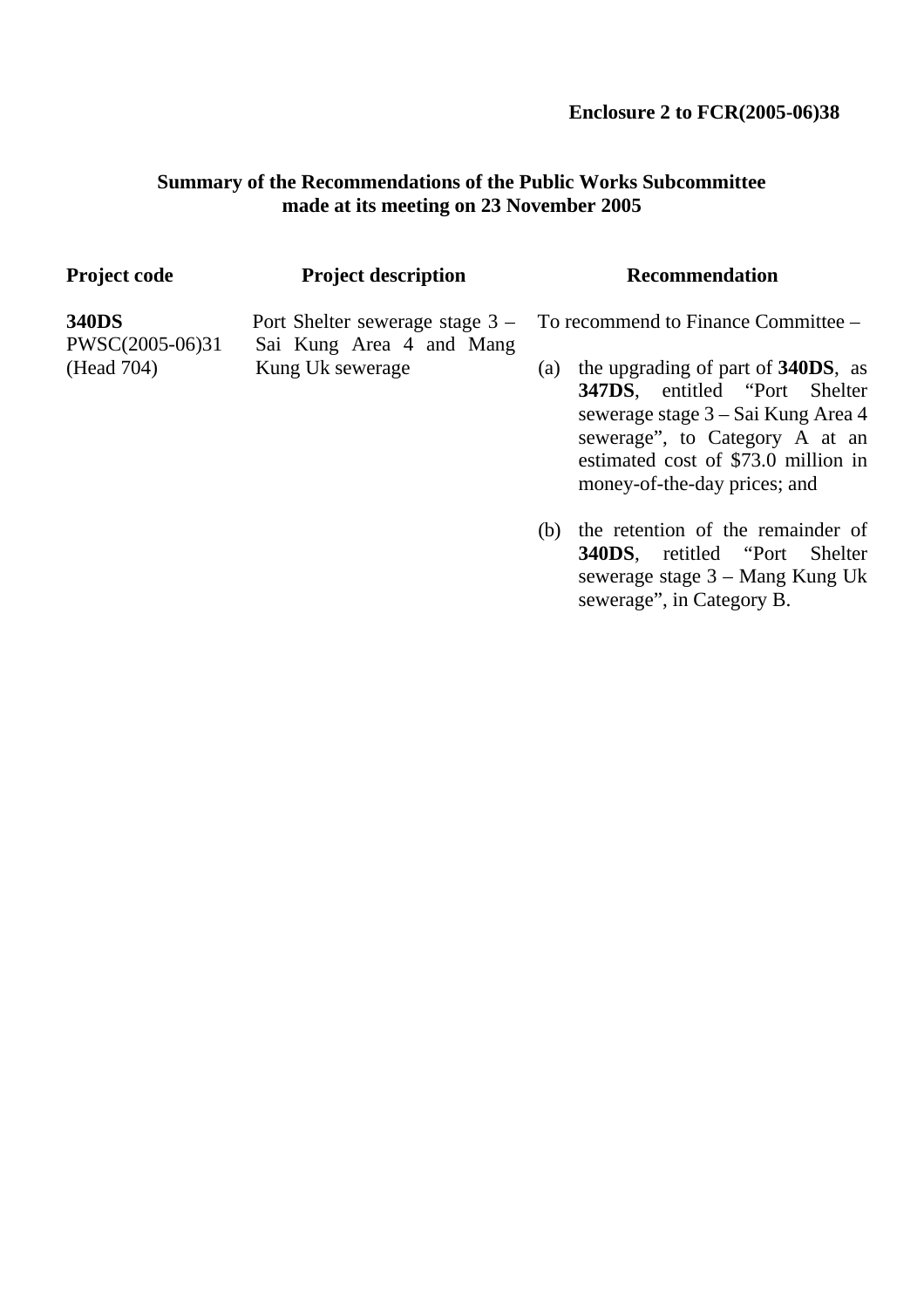**Enclosure 2 to FCR(2005-06)38**

**Summary of the Recommendations of the Public Works Subcommittee made at its meeting on 23 November 2005**

| Project code | Project description | Recommendation |
| --- | --- | --- |
| **340DS** PWSC(2005-06)31 (Head 704) | Port Shelter sewerage stage 3 – Sai Kung Area 4 and Mang Kung Uk sewerage | To recommend to Finance Committee – (a) the upgrading of part of **340DS**, as **347DS**, entitled "Port Shelter sewerage stage 3 – Sai Kung Area 4 sewerage", to Category A at an estimated cost of $73.0 million in money-of-the-day prices; and (b) the retention of the remainder of **340DS**, retitled "Port Shelter sewerage stage 3 – Mang Kung Uk sewerage", in Category B. |